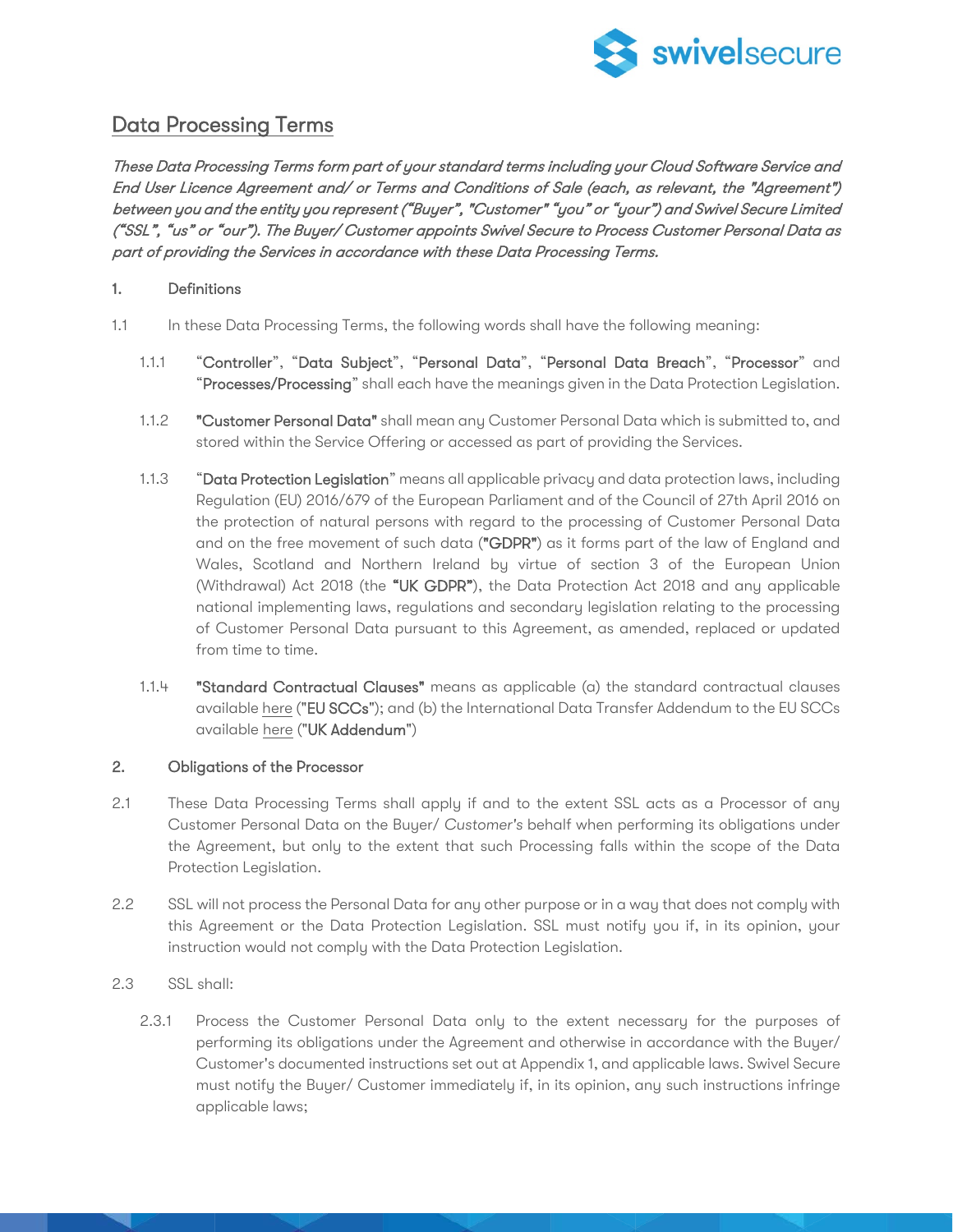# Data Processing Terms

*These Data Processing Terms form part of your standard terms including your Cloud Software Service and End User Licence Agreement and/ or Terms and Conditions of Sale (each, as relevant, the "Agreement") between you and the entity you represent ("Buyer", "Customer" "you" or "your") and Swivel Secure Limited ("SSL", "us" or "our"). The Buyer/ Customer appoints Swivel Secure to Process Customer Personal Data as part of providing the Services in accordance with these Data Processing Terms.*

## 1. Definitions

1.1 In these Data Processing Terms, the following words shall have the following meaning:

1.1.1 "**Controller**", "**Data Subject**", "**Personal Data**", "**Personal Data Breach**", "**Processor**" and "**Processes/Processing**" shall each have the meanings given in the Data Protection Legislation.

1.1.2 **"Customer Personal Data"** shall mean any Customer Personal Data which is submitted to, and stored within the Service Offering or accessed as part of providing the Services.

1.1.3 "**Data Protection Legislation**" means all applicable privacy and data protection laws, including Regulation (EU) 2016/679 of the European Parliament and of the Council of 27th April 2016 on the protection of natural persons with regard to the processing of Customer Personal Data and on the free movement of such data (**"GDPR"**) as it forms part of the law of England and Wales, Scotland and Northern Ireland by virtue of section 3 of the European Union (Withdrawal) Act 2018 (the **"UK GDPR"**), the Data Protection Act 2018 and any applicable national implementing laws, regulations and secondary legislation relating to the processing of Customer Personal Data pursuant to this Agreement, as amended, replaced or updated from time to time.

1.1.4 **"Standard Contractual Clauses"** means as applicable (a) the standard contractual clauses available here ("**EU SCCs**"); and (b) the International Data Transfer Addendum to the EU SCCs available here ("**UK Addendum**")

## 2. Obligations of the Processor

2.1 These Data Processing Terms shall apply if and to the extent SSL acts as a Processor of any Customer Personal Data on the Buyer/ *Customer's* behalf when performing its obligations under the Agreement, but only to the extent that such Processing falls within the scope of the Data Protection Legislation.

2.2 SSL will not process the Personal Data for any other purpose or in a way that does not comply with this Agreement or the Data Protection Legislation. SSL must notify you if, in its opinion, your instruction would not comply with the Data Protection Legislation.

2.3 SSL shall:

2.3.1 Process the Customer Personal Data only to the extent necessary for the purposes of performing its obligations under the Agreement and otherwise in accordance with the Buyer/ Customer's documented instructions set out at Appendix 1, and applicable laws. Swivel Secure must notify the Buyer/ Customer immediately if, in its opinion, any such instructions infringe applicable laws;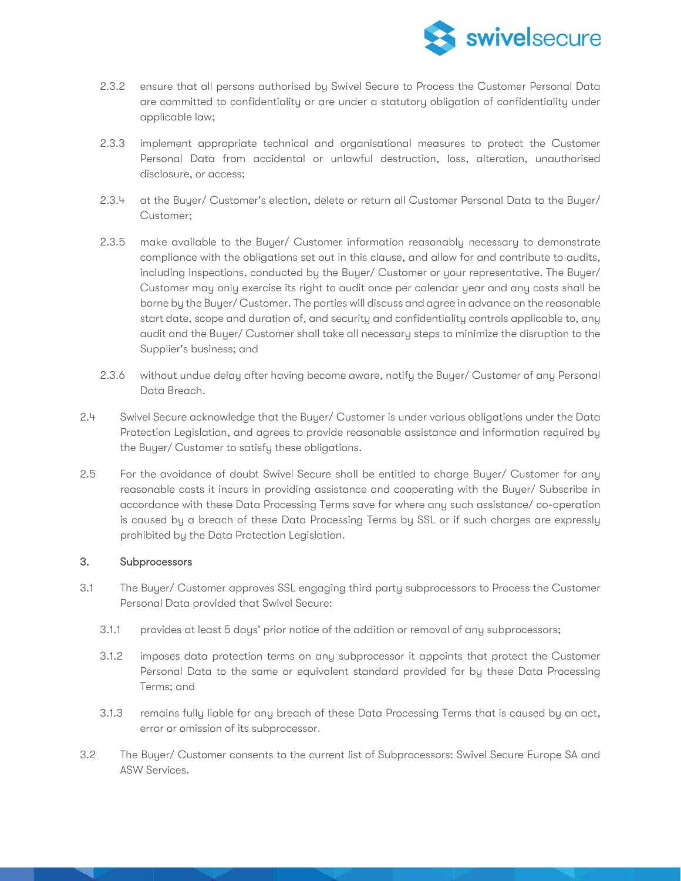2.3.2 ensure that all persons authorised by Swivel Secure to Process the Customer Personal Data are committed to confidentiality or are under a statutory obligation of confidentiality under applicable law;

2.3.3 implement appropriate technical and organisational measures to protect the Customer Personal Data from accidental or unlawful destruction, loss, alteration, unauthorised disclosure, or access;

2.3.4 at the Buyer/ Customer's election, delete or return all Customer Personal Data to the Buyer/ Customer;

2.3.5 make available to the Buyer/ Customer information reasonably necessary to demonstrate compliance with the obligations set out in this clause, and allow for and contribute to audits, including inspections, conducted by the Buyer/ Customer or your representative. The Buyer/ Customer may only exercise its right to audit once per calendar year and any costs shall be borne by the Buyer/ Customer. The parties will discuss and agree in advance on the reasonable start date, scope and duration of, and security and confidentiality controls applicable to, any audit and the Buyer/ Customer shall take all necessary steps to minimize the disruption to the Supplier's business; and

2.3.6 without undue delay after having become aware, notify the Buyer/ Customer of any Personal Data Breach.

2.4 Swivel Secure acknowledge that the Buyer/ Customer is under various obligations under the Data Protection Legislation, and agrees to provide reasonable assistance and information required by the Buyer/ Customer to satisfy these obligations.

2.5 For the avoidance of doubt Swivel Secure shall be entitled to charge Buyer/ Customer for any reasonable costs it incurs in providing assistance and cooperating with the Buyer/ Subscribe in accordance with these Data Processing Terms save for where any such assistance/ co-operation is caused by a breach of these Data Processing Terms by SSL or if such charges are expressly prohibited by the Data Protection Legislation.

## 3. Subprocessors

3.1 The Buyer/ Customer approves SSL engaging third party subprocessors to Process the Customer Personal Data provided that Swivel Secure:

3.1.1 provides at least 5 days' prior notice of the addition or removal of any subprocessors;

3.1.2 imposes data protection terms on any subprocessor it appoints that protect the Customer Personal Data to the same or equivalent standard provided for by these Data Processing Terms; and

3.1.3 remains fully liable for any breach of these Data Processing Terms that is caused by an act, error or omission of its subprocessor.

3.2 The Buyer/ Customer consents to the current list of Subprocessors: Swivel Secure Europe SA and ASW Services.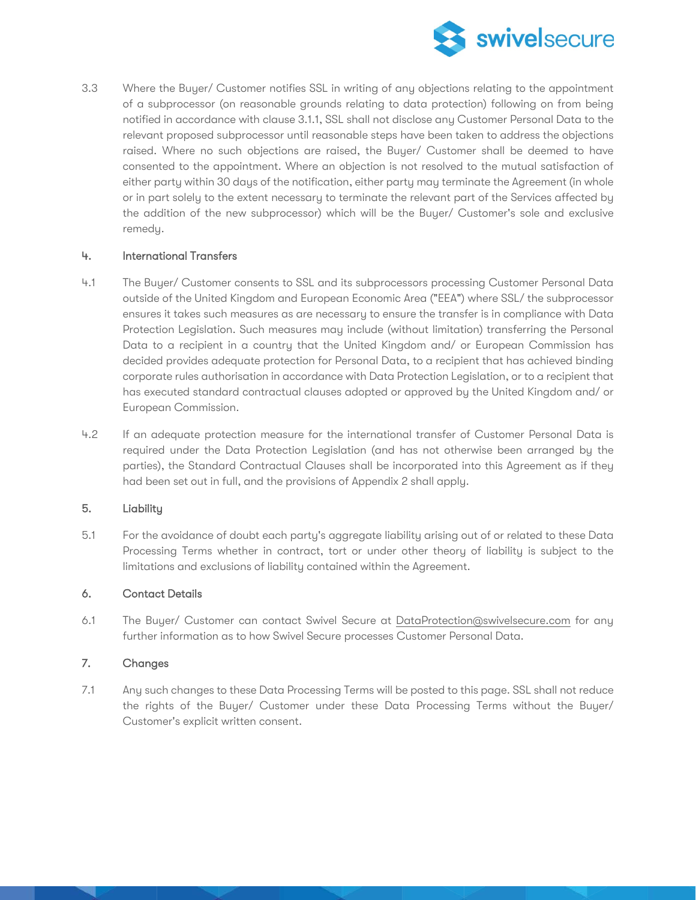3.3 Where the Buyer/ Customer notifies SSL in writing of any objections relating to the appointment of a subprocessor (on reasonable grounds relating to data protection) following on from being notified in accordance with clause 3.1.1, SSL shall not disclose any Customer Personal Data to the relevant proposed subprocessor until reasonable steps have been taken to address the objections raised. Where no such objections are raised, the Buyer/ Customer shall be deemed to have consented to the appointment. Where an objection is not resolved to the mutual satisfaction of either party within 30 days of the notification, either party may terminate the Agreement (in whole or in part solely to the extent necessary to terminate the relevant part of the Services affected by the addition of the new subprocessor) which will be the Buyer/ Customer's sole and exclusive remedy.

## 4. International Transfers

4.1 The Buyer/ Customer consents to SSL and its subprocessors processing Customer Personal Data outside of the United Kingdom and European Economic Area ("EEA") where SSL/ the subprocessor ensures it takes such measures as are necessary to ensure the transfer is in compliance with Data Protection Legislation. Such measures may include (without limitation) transferring the Personal Data to a recipient in a country that the United Kingdom and/ or European Commission has decided provides adequate protection for Personal Data, to a recipient that has achieved binding corporate rules authorisation in accordance with Data Protection Legislation, or to a recipient that has executed standard contractual clauses adopted or approved by the United Kingdom and/ or European Commission.

4.2 If an adequate protection measure for the international transfer of Customer Personal Data is required under the Data Protection Legislation (and has not otherwise been arranged by the parties), the Standard Contractual Clauses shall be incorporated into this Agreement as if they had been set out in full, and the provisions of Appendix 2 shall apply.

## 5. Liability

5.1 For the avoidance of doubt each party's aggregate liability arising out of or related to these Data Processing Terms whether in contract, tort or under other theory of liability is subject to the limitations and exclusions of liability contained within the Agreement.

## 6. Contact Details

6.1 The Buyer/ Customer can contact Swivel Secure at DataProtection@swivelsecure.com for any further information as to how Swivel Secure processes Customer Personal Data.

## 7. Changes

7.1 Any such changes to these Data Processing Terms will be posted to this page. SSL shall not reduce the rights of the Buyer/ Customer under these Data Processing Terms without the Buyer/ Customer's explicit written consent.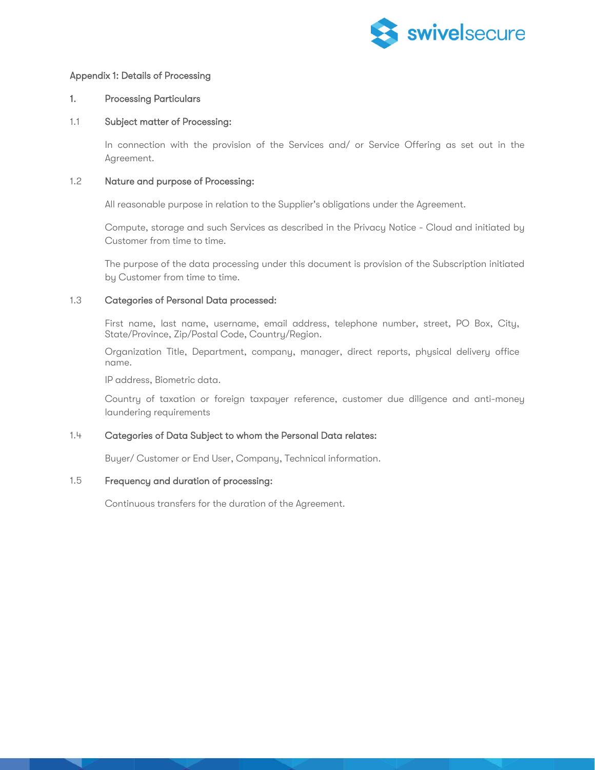Appendix 1: Details of Processing

## 1. Processing Particulars

### 1.1 Subject matter of Processing:

In connection with the provision of the Services and/ or Service Offering as set out in the Agreement.

### 1.2 Nature and purpose of Processing:

All reasonable purpose in relation to the Supplier's obligations under the Agreement.

Compute, storage and such Services as described in the Privacy Notice - Cloud and initiated by Customer from time to time.

The purpose of the data processing under this document is provision of the Subscription initiated by Customer from time to time.

### 1.3 Categories of Personal Data processed:

First name, last name, username, email address, telephone number, street, PO Box, City, State/Province, Zip/Postal Code, Country/Region.

Organization Title, Department, company, manager, direct reports, physical delivery office name.

IP address, Biometric data.

Country of taxation or foreign taxpayer reference, customer due diligence and anti-money laundering requirements

### 1.4 Categories of Data Subject to whom the Personal Data relates:

Buyer/ Customer or End User, Company, Technical information.

### 1.5 Frequency and duration of processing:

Continuous transfers for the duration of the Agreement.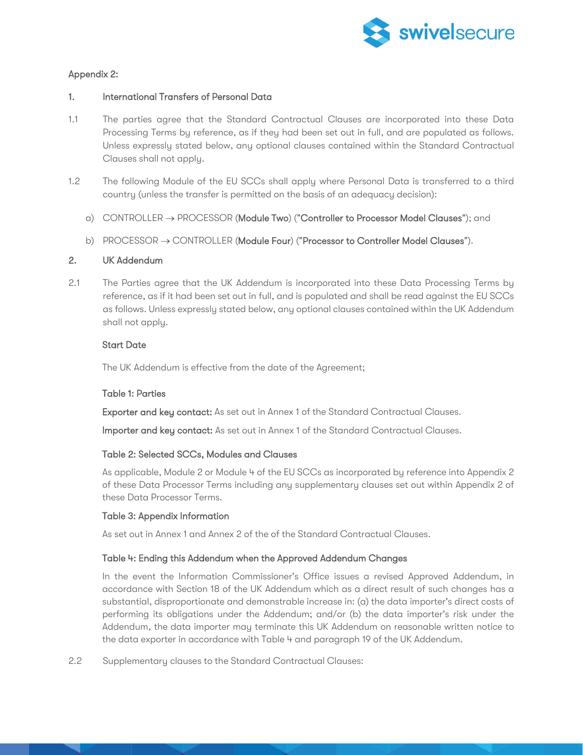Appendix 2:

## 1. International Transfers of Personal Data

1.1 The parties agree that the Standard Contractual Clauses are incorporated into these Data Processing Terms by reference, as if they had been set out in full, and are populated as follows. Unless expressly stated below, any optional clauses contained within the Standard Contractual Clauses shall not apply.

1.2 The following Module of the EU SCCs shall apply where Personal Data is transferred to a third country (unless the transfer is permitted on the basis of an adequacy decision):

a) CONTROLLER → PROCESSOR (**Module Two**) ("**Controller to Processor Model Clauses**"); and

b) PROCESSOR → CONTROLLER (**Module Four**) ("**Processor to Controller Model Clauses**").

## 2. UK Addendum

2.1 The Parties agree that the UK Addendum is incorporated into these Data Processing Terms by reference, as if it had been set out in full, and is populated and shall be read against the EU SCCs as follows. Unless expressly stated below, any optional clauses contained within the UK Addendum shall not apply.

**Start Date**

The UK Addendum is effective from the date of the Agreement;

**Table 1: Parties**

**Exporter and key contact:** As set out in Annex 1 of the Standard Contractual Clauses.

**Importer and key contact:** As set out in Annex 1 of the Standard Contractual Clauses.

**Table 2: Selected SCCs, Modules and Clauses**

As applicable, Module 2 or Module 4 of the EU SCCs as incorporated by reference into Appendix 2 of these Data Processor Terms including any supplementary clauses set out within Appendix 2 of these Data Processor Terms.

**Table 3: Appendix Information**

As set out in Annex 1 and Annex 2 of the of the Standard Contractual Clauses.

**Table 4: Ending this Addendum when the Approved Addendum Changes**

In the event the Information Commissioner's Office issues a revised Approved Addendum, in accordance with Section 18 of the UK Addendum which as a direct result of such changes has a substantial, disproportionate and demonstrable increase in: (a) the data importer's direct costs of performing its obligations under the Addendum; and/or (b) the data importer's risk under the Addendum, the data importer may terminate this UK Addendum on reasonable written notice to the data exporter in accordance with Table 4 and paragraph 19 of the UK Addendum.

2.2 Supplementary clauses to the Standard Contractual Clauses: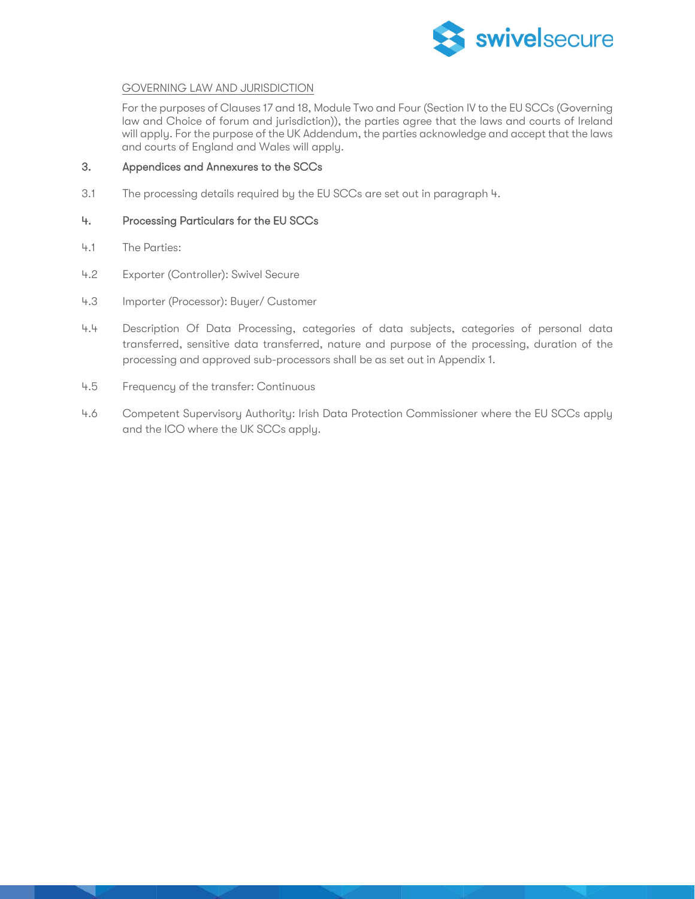GOVERNING LAW AND JURISDICTION

For the purposes of Clauses 17 and 18, Module Two and Four (Section IV to the EU SCCs (Governing law and Choice of forum and jurisdiction)), the parties agree that the laws and courts of Ireland will apply. For the purpose of the UK Addendum, the parties acknowledge and accept that the laws and courts of England and Wales will apply.

## 3. Appendices and Annexures to the SCCs

3.1 The processing details required by the EU SCCs are set out in paragraph 4.

## 4. Processing Particulars for the EU SCCs

4.1 The Parties:

4.2 Exporter (Controller): Swivel Secure

4.3 Importer (Processor): Buyer/ Customer

4.4 Description Of Data Processing, categories of data subjects, categories of personal data transferred, sensitive data transferred, nature and purpose of the processing, duration of the processing and approved sub-processors shall be as set out in Appendix 1.

4.5 Frequency of the transfer: Continuous

4.6 Competent Supervisory Authority: Irish Data Protection Commissioner where the EU SCCs apply and the ICO where the UK SCCs apply.